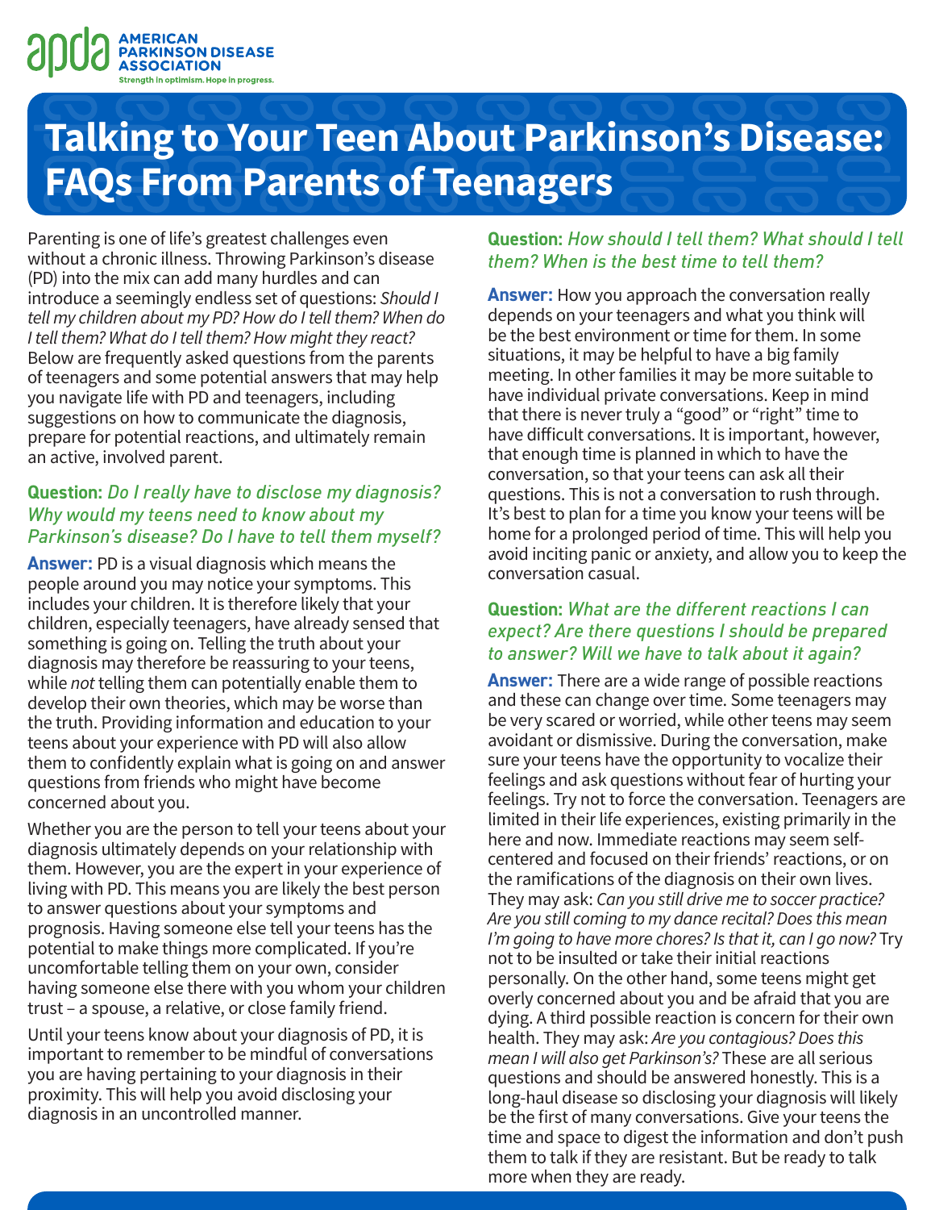AMERICAN PARKINSON DISEASE ASSOCIATION

Strength in optimism. Hope in progress.

# Talking to Your Teen About Parkinson's Disease: FAQs From Parents of Teenagers

Parenting is one of life's greatest challenges even without a chronic illness. Throwing Parkinson's disease (PD) into the mix can add many hurdles and can introduce a seemingly endless set of questions: *Should I tell my children about my PD? How do I tell them? When do I tell them? What do I tell them? How might they react?* Below are frequently asked questions from the parents of teenagers and some potential answers that may help you navigate life with PD and teenagers, including suggestions on how to communicate the diagnosis, prepare for potential reactions, and ultimately remain an active, involved parent.

### **Question:** *Do I really have to disclose my diagnosis? Why would my teens need to know about my Parkinson's disease? Do I have to tell them myself?*

**Answer:** PD is a visual diagnosis which means the people around you may notice your symptoms. This includes your children. It is therefore likely that your children, especially teenagers, have already sensed that something is going on. Telling the truth about your diagnosis may therefore be reassuring to your teens, while *not* telling them can potentially enable them to develop their own theories, which may be worse than the truth. Providing information and education to your teens about your experience with PD will also allow them to confidently explain what is going on and answer questions from friends who might have become concerned about you.

Whether you are the person to tell your teens about your diagnosis ultimately depends on your relationship with them. However, you are the expert in your experience of living with PD. This means you are likely the best person to answer questions about your symptoms and prognosis. Having someone else tell your teens has the potential to make things more complicated. If you're uncomfortable telling them on your own, consider having someone else there with you whom your children trust – a spouse, a relative, or close family friend.

Until your teens know about your diagnosis of PD, it is important to remember to be mindful of conversations you are having pertaining to your diagnosis in their proximity. This will help you avoid disclosing your diagnosis in an uncontrolled manner.

### **Question:** *How should I tell them? What should I tell them? When is the best time to tell them?*

**Answer:** How you approach the conversation really depends on your teenagers and what you think will be the best environment or time for them. In some situations, it may be helpful to have a big family meeting. In other families it may be more suitable to have individual private conversations. Keep in mind that there is never truly a "good" or "right" time to have difficult conversations. It is important, however, that enough time is planned in which to have the conversation, so that your teens can ask all their questions. This is not a conversation to rush through. It's best to plan for a time you know your teens will be home for a prolonged period of time. This will help you avoid inciting panic or anxiety, and allow you to keep the conversation casual.

### **Question:** *What are the different reactions I can expect? Are there questions I should be prepared to answer? Will we have to talk about it again?*

**Answer:** There are a wide range of possible reactions and these can change over time. Some teenagers may be very scared or worried, while other teens may seem avoidant or dismissive. During the conversation, make sure your teens have the opportunity to vocalize their feelings and ask questions without fear of hurting your feelings. Try not to force the conversation. Teenagers are limited in their life experiences, existing primarily in the here and now. Immediate reactions may seem self-centered and focused on their friends' reactions, or on the ramifications of the diagnosis on their own lives. They may ask: *Can you still drive me to soccer practice? Are you still coming to my dance recital? Does this mean I'm going to have more chores? Is that it, can I go now?* Try not to be insulted or take their initial reactions personally. On the other hand, some teens might get overly concerned about you and be afraid that you are dying. A third possible reaction is concern for their own health. They may ask: *Are you contagious? Does this mean I will also get Parkinson's?* These are all serious questions and should be answered honestly. This is a long-haul disease so disclosing your diagnosis will likely be the first of many conversations. Give your teens the time and space to digest the information and don't push them to talk if they are resistant. But be ready to talk more when they are ready.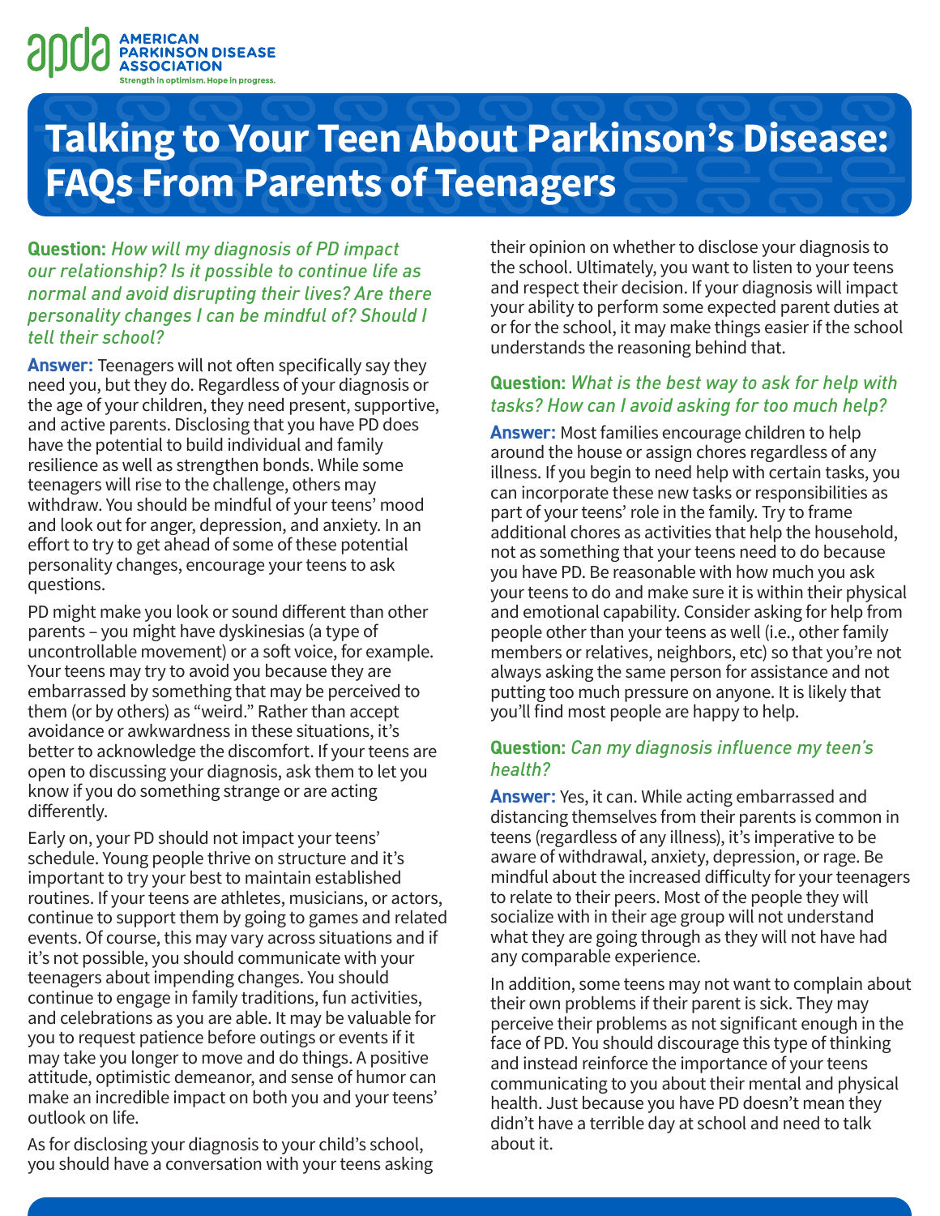# Talking to Your Teen About Parkinson's Disease: FAQs From Parents of Teenagers

**Question:** *How will my diagnosis of PD impact our relationship? Is it possible to continue life as normal and avoid disrupting their lives? Are there personality changes I can be mindful of? Should I tell their school?*

**Answer:** Teenagers will not often specifically say they need you, but they do. Regardless of your diagnosis or the age of your children, they need present, supportive, and active parents. Disclosing that you have PD does have the potential to build individual and family resilience as well as strengthen bonds. While some teenagers will rise to the challenge, others may withdraw. You should be mindful of your teens' mood and look out for anger, depression, and anxiety. In an effort to try to get ahead of some of these potential personality changes, encourage your teens to ask questions.

PD might make you look or sound different than other parents – you might have dyskinesias (a type of uncontrollable movement) or a soft voice, for example. Your teens may try to avoid you because they are embarrassed by something that may be perceived to them (or by others) as "weird." Rather than accept avoidance or awkwardness in these situations, it's better to acknowledge the discomfort. If your teens are open to discussing your diagnosis, ask them to let you know if you do something strange or are acting differently.

Early on, your PD should not impact your teens' schedule. Young people thrive on structure and it's important to try your best to maintain established routines. If your teens are athletes, musicians, or actors, continue to support them by going to games and related events. Of course, this may vary across situations and if it's not possible, you should communicate with your teenagers about impending changes. You should continue to engage in family traditions, fun activities, and celebrations as you are able. It may be valuable for you to request patience before outings or events if it may take you longer to move and do things. A positive attitude, optimistic demeanor, and sense of humor can make an incredible impact on both you and your teens' outlook on life.

As for disclosing your diagnosis to your child's school, you should have a conversation with your teens asking their opinion on whether to disclose your diagnosis to the school. Ultimately, you want to listen to your teens and respect their decision. If your diagnosis will impact your ability to perform some expected parent duties at or for the school, it may make things easier if the school understands the reasoning behind that.

**Question:** *What is the best way to ask for help with tasks? How can I avoid asking for too much help?*

**Answer:** Most families encourage children to help around the house or assign chores regardless of any illness. If you begin to need help with certain tasks, you can incorporate these new tasks or responsibilities as part of your teens' role in the family. Try to frame additional chores as activities that help the household, not as something that your teens need to do because you have PD. Be reasonable with how much you ask your teens to do and make sure it is within their physical and emotional capability. Consider asking for help from people other than your teens as well (i.e., other family members or relatives, neighbors, etc) so that you're not always asking the same person for assistance and not putting too much pressure on anyone. It is likely that you'll find most people are happy to help.

**Question:** *Can my diagnosis influence my teen's health?*

**Answer:** Yes, it can. While acting embarrassed and distancing themselves from their parents is common in teens (regardless of any illness), it's imperative to be aware of withdrawal, anxiety, depression, or rage. Be mindful about the increased difficulty for your teenagers to relate to their peers. Most of the people they will socialize with in their age group will not understand what they are going through as they will not have had any comparable experience.

In addition, some teens may not want to complain about their own problems if their parent is sick. They may perceive their problems as not significant enough in the face of PD. You should discourage this type of thinking and instead reinforce the importance of your teens communicating to you about their mental and physical health. Just because you have PD doesn't mean they didn't have a terrible day at school and need to talk about it.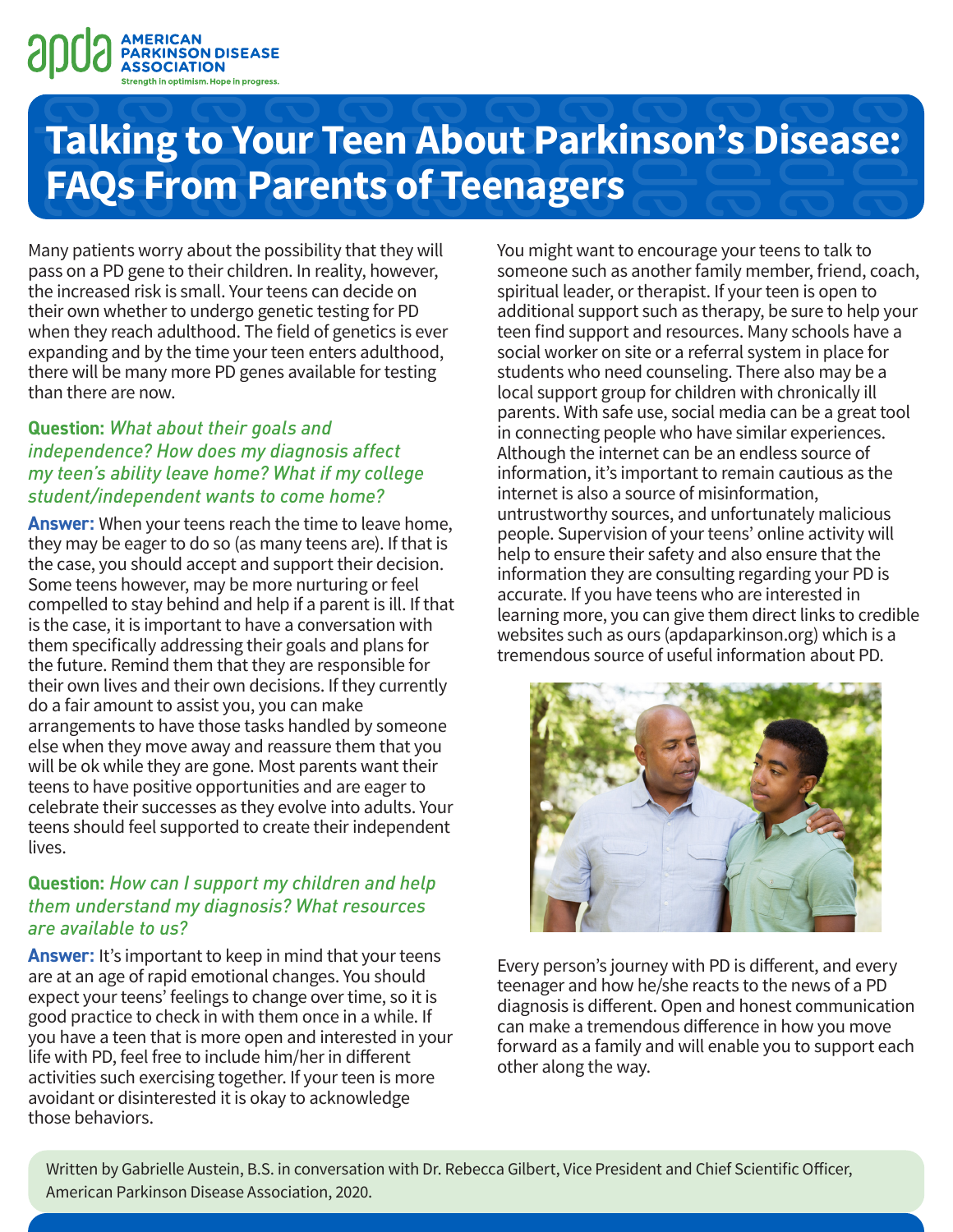# Talking to Your Teen About Parkinson's Disease: FAQs From Parents of Teenagers

Many patients worry about the possibility that they will pass on a PD gene to their children. In reality, however, the increased risk is small. Your teens can decide on their own whether to undergo genetic testing for PD when they reach adulthood. The field of genetics is ever expanding and by the time your teen enters adulthood, there will be many more PD genes available for testing than there are now.

**Question:** *What about their goals and independence? How does my diagnosis affect my teen's ability leave home? What if my college student/independent wants to come home?*

**Answer:** When your teens reach the time to leave home, they may be eager to do so (as many teens are). If that is the case, you should accept and support their decision. Some teens however, may be more nurturing or feel compelled to stay behind and help if a parent is ill. If that is the case, it is important to have a conversation with them specifically addressing their goals and plans for the future. Remind them that they are responsible for their own lives and their own decisions. If they currently do a fair amount to assist you, you can make arrangements to have those tasks handled by someone else when they move away and reassure them that you will be ok while they are gone. Most parents want their teens to have positive opportunities and are eager to celebrate their successes as they evolve into adults. Your teens should feel supported to create their independent lives.

**Question:** *How can I support my children and help them understand my diagnosis? What resources are available to us?*

**Answer:** It's important to keep in mind that your teens are at an age of rapid emotional changes. You should expect your teens' feelings to change over time, so it is good practice to check in with them once in a while. If you have a teen that is more open and interested in your life with PD, feel free to include him/her in different activities such exercising together. If your teen is more avoidant or disinterested it is okay to acknowledge those behaviors.

You might want to encourage your teens to talk to someone such as another family member, friend, coach, spiritual leader, or therapist. If your teen is open to additional support such as therapy, be sure to help your teen find support and resources. Many schools have a social worker on site or a referral system in place for students who need counseling. There also may be a local support group for children with chronically ill parents. With safe use, social media can be a great tool in connecting people who have similar experiences. Although the internet can be an endless source of information, it's important to remain cautious as the internet is also a source of misinformation, untrustworthy sources, and unfortunately malicious people. Supervision of your teens' online activity will help to ensure their safety and also ensure that the information they are consulting regarding your PD is accurate. If you have teens who are interested in learning more, you can give them direct links to credible websites such as ours (apdaparkinson.org) which is a tremendous source of useful information about PD.

Every person's journey with PD is different, and every teenager and how he/she reacts to the news of a PD diagnosis is different. Open and honest communication can make a tremendous difference in how you move forward as a family and will enable you to support each other along the way.

Written by Gabrielle Austein, B.S. in conversation with Dr. Rebecca Gilbert, Vice President and Chief Scientific Officer, American Parkinson Disease Association, 2020.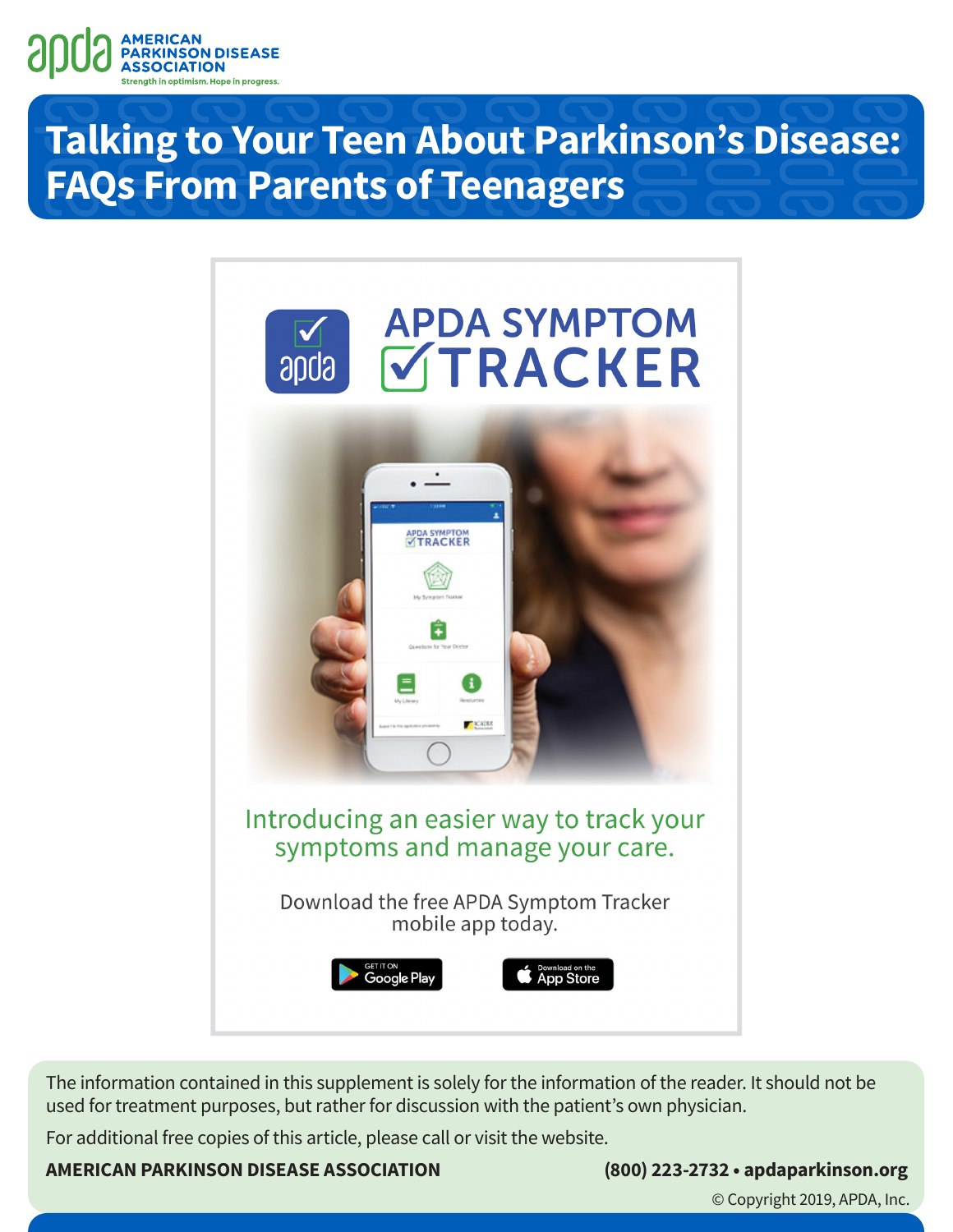# Talking to Your Teen About Parkinson's Disease: FAQs From Parents of Teenagers

## APDA SYMPTOM TRACKER

Introducing an easier way to track your symptoms and manage your care.

Download the free APDA Symptom Tracker mobile app today.

GET IT ON Google Play

Download on the App Store

The information contained in this supplement is solely for the information of the reader. It should not be used for treatment purposes, but rather for discussion with the patient's own physician.

For additional free copies of this article, please call or visit the website.

**AMERICAN PARKINSON DISEASE ASSOCIATION** **(800) 223-2732 • apdaparkinson.org**

© Copyright 2019, APDA, Inc.